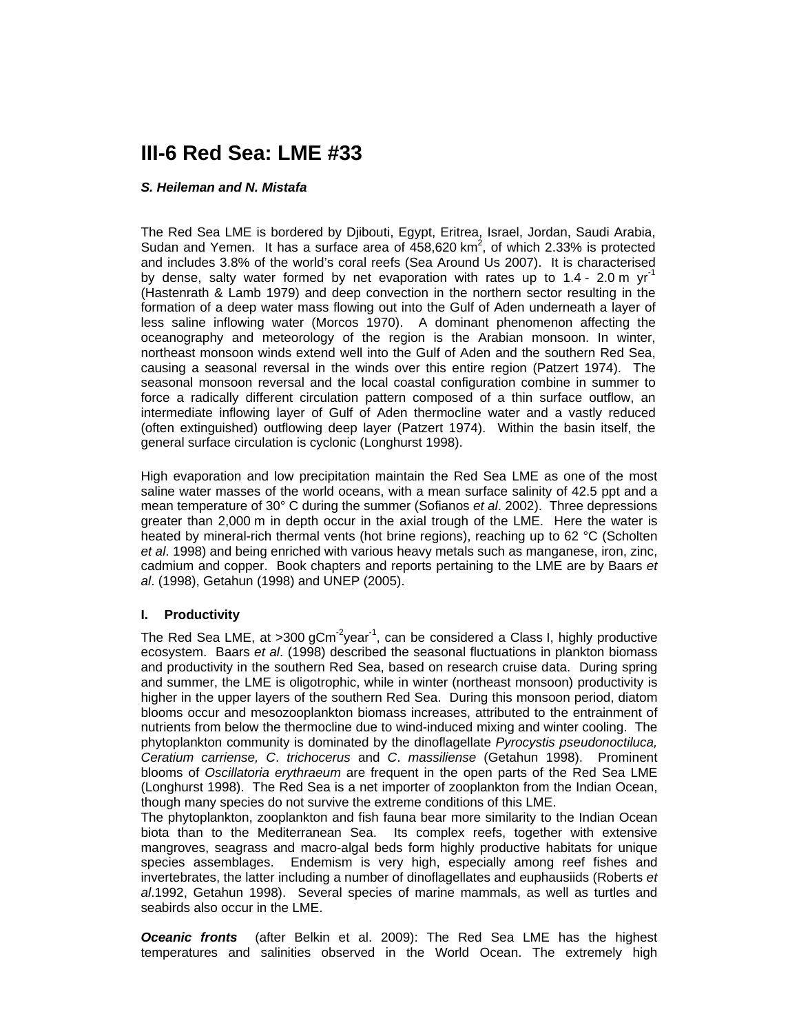# III-6 Red Sea: LME #33

***S. Heileman and N. Mistafa***

The Red Sea LME is bordered by Djibouti, Egypt, Eritrea, Israel, Jordan, Saudi Arabia, Sudan and Yemen. It has a surface area of 458,620 $km^2$, of which 2.33% is protected and includes 3.8% of the world's coral reefs (Sea Around Us 2007). It is characterised by dense, salty water formed by net evaporation with rates up to 1.4 - 2.0 m $yr^{-1}$ (Hastenrath & Lamb 1979) and deep convection in the northern sector resulting in the formation of a deep water mass flowing out into the Gulf of Aden underneath a layer of less saline inflowing water (Morcos 1970). A dominant phenomenon affecting the oceanography and meteorology of the region is the Arabian monsoon. In winter, northeast monsoon winds extend well into the Gulf of Aden and the southern Red Sea, causing a seasonal reversal in the winds over this entire region (Patzert 1974). The seasonal monsoon reversal and the local coastal configuration combine in summer to force a radically different circulation pattern composed of a thin surface outflow, an intermediate inflowing layer of Gulf of Aden thermocline water and a vastly reduced (often extinguished) outflowing deep layer (Patzert 1974). Within the basin itself, the general surface circulation is cyclonic (Longhurst 1998).

High evaporation and low precipitation maintain the Red Sea LME as one of the most saline water masses of the world oceans, with a mean surface salinity of 42.5 ppt and a mean temperature of 30° C during the summer (Sofianos *et al*. 2002). Three depressions greater than 2,000 m in depth occur in the axial trough of the LME. Here the water is heated by mineral-rich thermal vents (hot brine regions), reaching up to 62 °C (Scholten *et al*. 1998) and being enriched with various heavy metals such as manganese, iron, zinc, cadmium and copper. Book chapters and reports pertaining to the LME are by Baars *et al*. (1998), Getahun (1998) and UNEP (2005).

## I. Productivity

The Red Sea LME, at >300 $gCm^{-2}year^{-1}$, can be considered a Class I, highly productive ecosystem. Baars *et al*. (1998) described the seasonal fluctuations in plankton biomass and productivity in the southern Red Sea, based on research cruise data. During spring and summer, the LME is oligotrophic, while in winter (northeast monsoon) productivity is higher in the upper layers of the southern Red Sea. During this monsoon period, diatom blooms occur and mesozooplankton biomass increases, attributed to the entrainment of nutrients from below the thermocline due to wind-induced mixing and winter cooling. The phytoplankton community is dominated by the dinoflagellate *Pyrocystis pseudonoctiluca, Ceratium carriense, C*. *trichocerus* and *C*. *massiliense* (Getahun 1998). Prominent blooms of *Oscillatoria erythraeum* are frequent in the open parts of the Red Sea LME (Longhurst 1998). The Red Sea is a net importer of zooplankton from the Indian Ocean, though many species do not survive the extreme conditions of this LME.

The phytoplankton, zooplankton and fish fauna bear more similarity to the Indian Ocean biota than to the Mediterranean Sea. Its complex reefs, together with extensive mangroves, seagrass and macro-algal beds form highly productive habitats for unique species assemblages. Endemism is very high, especially among reef fishes and invertebrates, the latter including a number of dinoflagellates and euphausiids (Roberts *et al*.1992, Getahun 1998). Several species of marine mammals, as well as turtles and seabirds also occur in the LME.

***Oceanic fronts*** (after Belkin et al. 2009): The Red Sea LME has the highest temperatures and salinities observed in the World Ocean. The extremely high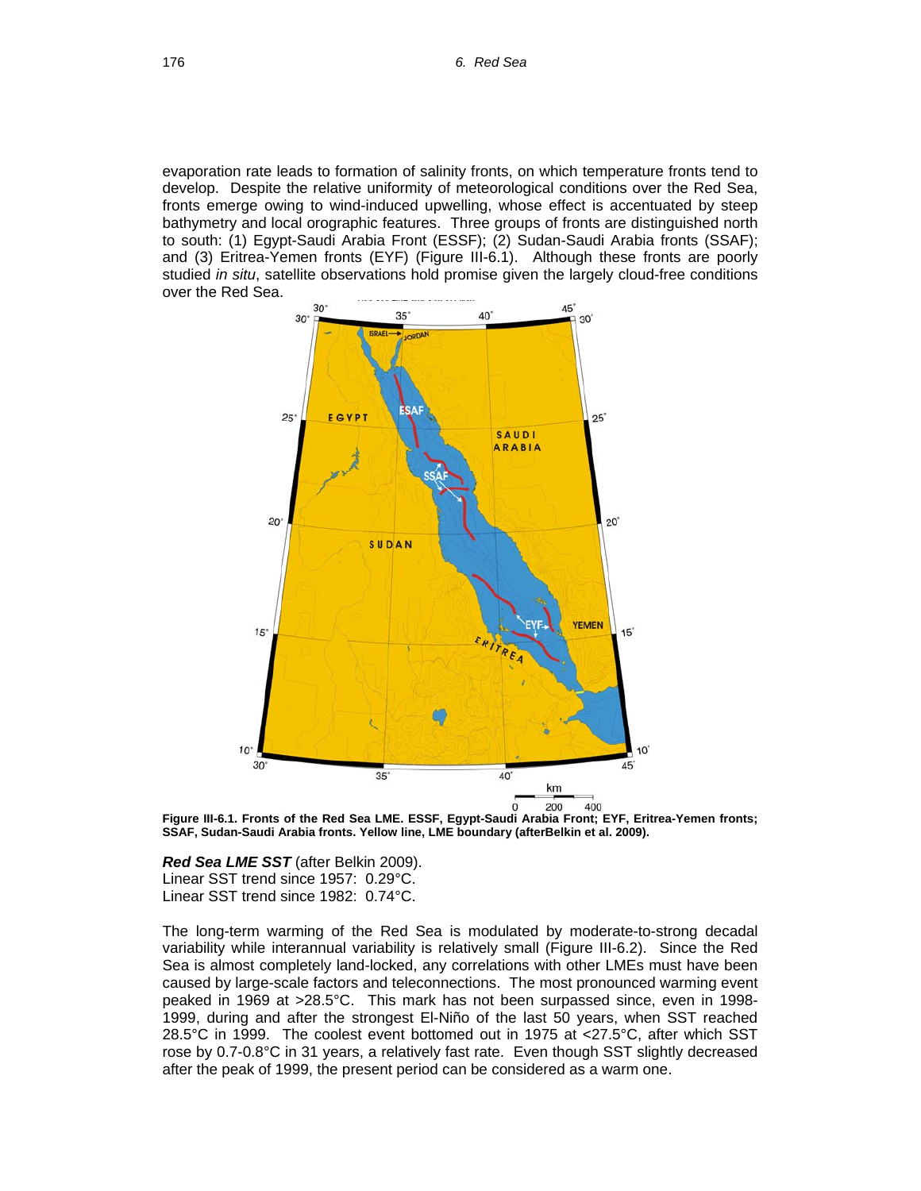evaporation rate leads to formation of salinity fronts, on which temperature fronts tend to develop. Despite the relative uniformity of meteorological conditions over the Red Sea, fronts emerge owing to wind-induced upwelling, whose effect is accentuated by steep bathymetry and local orographic features. Three groups of fronts are distinguished north to south: (1) Egypt-Saudi Arabia Front (ESSF); (2) Sudan-Saudi Arabia fronts (SSAF); and (3) Eritrea-Yemen fronts (EYF) (Figure III-6.1). Although these fronts are poorly studied *in situ*, satellite observations hold promise given the largely cloud-free conditions over the Red Sea.

**Figure III-6.1. Fronts of the Red Sea LME. ESSF, Egypt-Saudi Arabia Front; EYF, Eritrea-Yemen fronts; SSAF, Sudan-Saudi Arabia fronts. Yellow line, LME boundary (afterBelkin et al. 2009).**

***Red Sea LME SST*** (after Belkin 2009).
Linear SST trend since 1957: 0.29°C.
Linear SST trend since 1982: 0.74°C.

The long-term warming of the Red Sea is modulated by moderate-to-strong decadal variability while interannual variability is relatively small (Figure III-6.2). Since the Red Sea is almost completely land-locked, any correlations with other LMEs must have been caused by large-scale factors and teleconnections. The most pronounced warming event peaked in 1969 at >28.5°C. This mark has not been surpassed since, even in 1998-1999, during and after the strongest El-Niño of the last 50 years, when SST reached 28.5°C in 1999. The coolest event bottomed out in 1975 at <27.5°C, after which SST rose by 0.7-0.8°C in 31 years, a relatively fast rate. Even though SST slightly decreased after the peak of 1999, the present period can be considered as a warm one.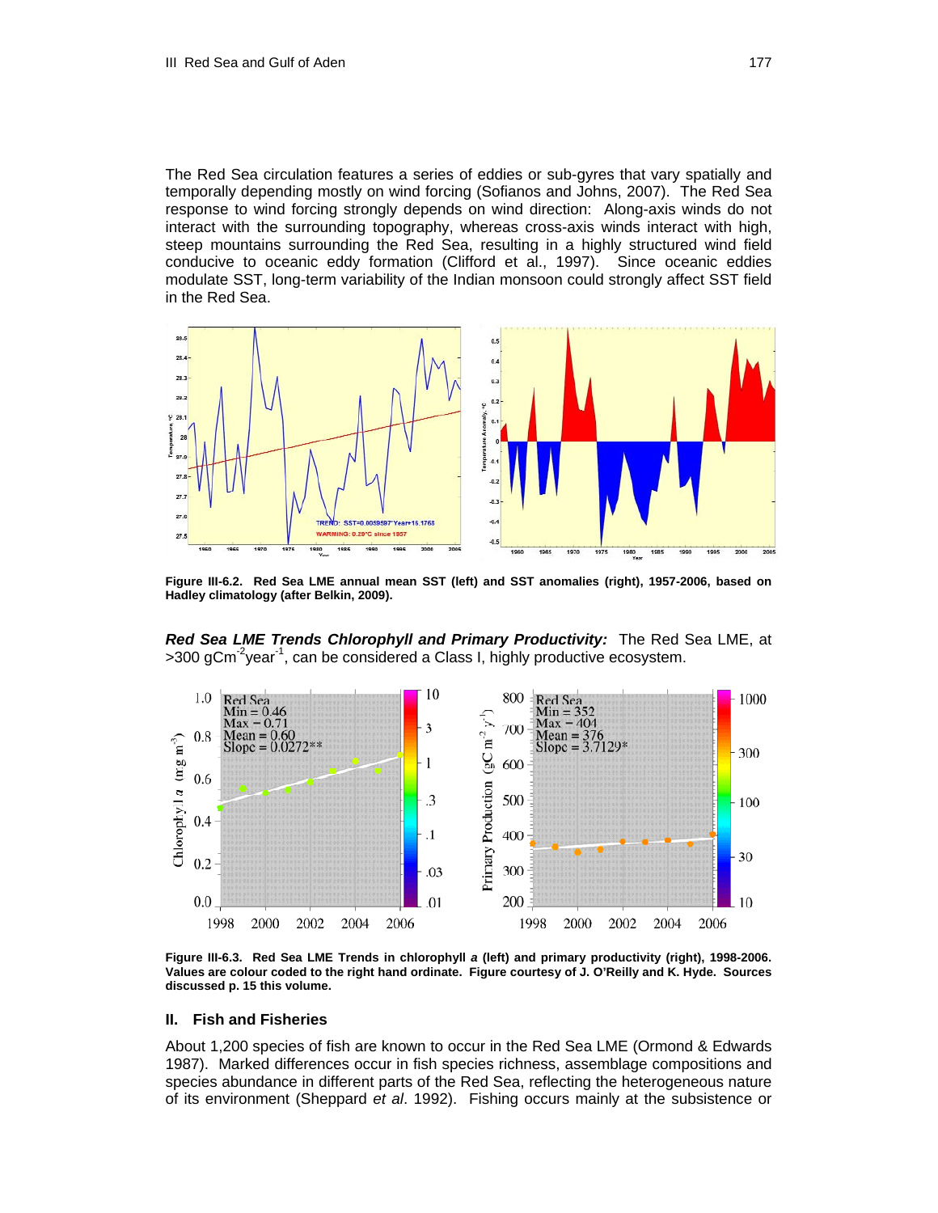The Red Sea circulation features a series of eddies or sub-gyres that vary spatially and temporally depending mostly on wind forcing (Sofianos and Johns, 2007). The Red Sea response to wind forcing strongly depends on wind direction: Along-axis winds do not interact with the surrounding topography, whereas cross-axis winds interact with high, steep mountains surrounding the Red Sea, resulting in a highly structured wind field conducive to oceanic eddy formation (Clifford et al., 1997). Since oceanic eddies modulate SST, long-term variability of the Indian monsoon could strongly affect SST field in the Red Sea.

**Figure III-6.2. Red Sea LME annual mean SST (left) and SST anomalies (right), 1957-2006, based on Hadley climatology (after Belkin, 2009).**

***Red Sea LME Trends Chlorophyll and Primary Productivity:*** The Red Sea LME, at >300 $gCm^{-2}year^{-1}$, can be considered a Class I, highly productive ecosystem.

**Figure III-6.3. Red Sea LME Trends in chlorophyll *a* (left) and primary productivity (right), 1998-2006. Values are colour coded to the right hand ordinate. Figure courtesy of J. O'Reilly and K. Hyde. Sources discussed p. 15 this volume.**

## II. Fish and Fisheries

About 1,200 species of fish are known to occur in the Red Sea LME (Ormond & Edwards 1987). Marked differences occur in fish species richness, assemblage compositions and species abundance in different parts of the Red Sea, reflecting the heterogeneous nature of its environment (Sheppard *et al*. 1992). Fishing occurs mainly at the subsistence or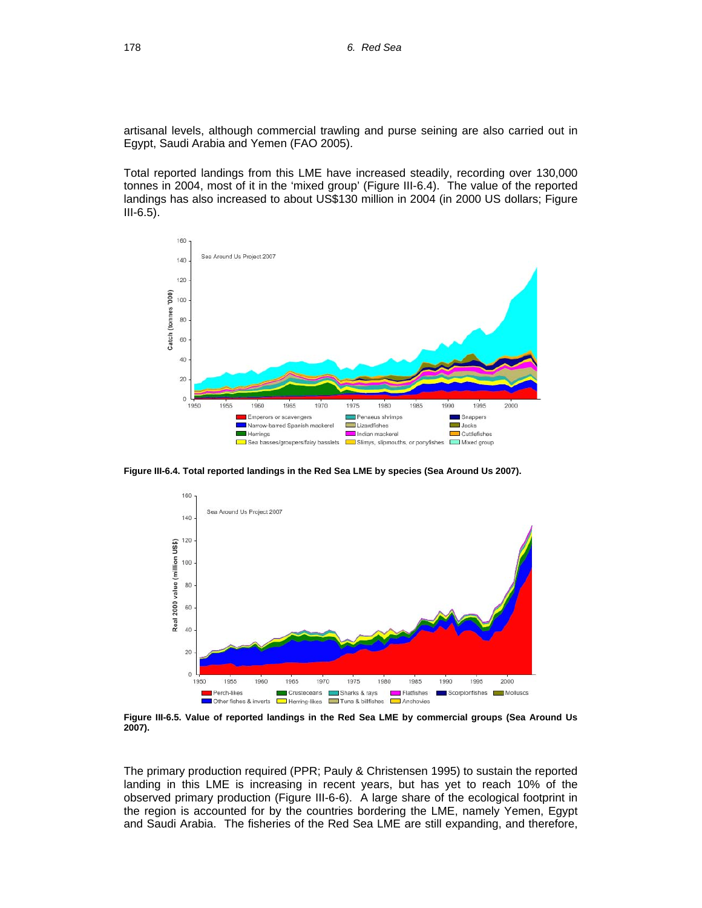artisanal levels, although commercial trawling and purse seining are also carried out in Egypt, Saudi Arabia and Yemen (FAO 2005).

Total reported landings from this LME have increased steadily, recording over 130,000 tonnes in 2004, most of it in the 'mixed group' (Figure III-6.4). The value of the reported landings has also increased to about US$130 million in 2004 (in 2000 US dollars; Figure III-6.5).

**Figure III-6.4. Total reported landings in the Red Sea LME by species (Sea Around Us 2007).**

**Figure III-6.5. Value of reported landings in the Red Sea LME by commercial groups (Sea Around Us 2007).**

The primary production required (PPR; Pauly & Christensen 1995) to sustain the reported landing in this LME is increasing in recent years, but has yet to reach 10% of the observed primary production (Figure III-6-6). A large share of the ecological footprint in the region is accounted for by the countries bordering the LME, namely Yemen, Egypt and Saudi Arabia. The fisheries of the Red Sea LME are still expanding, and therefore,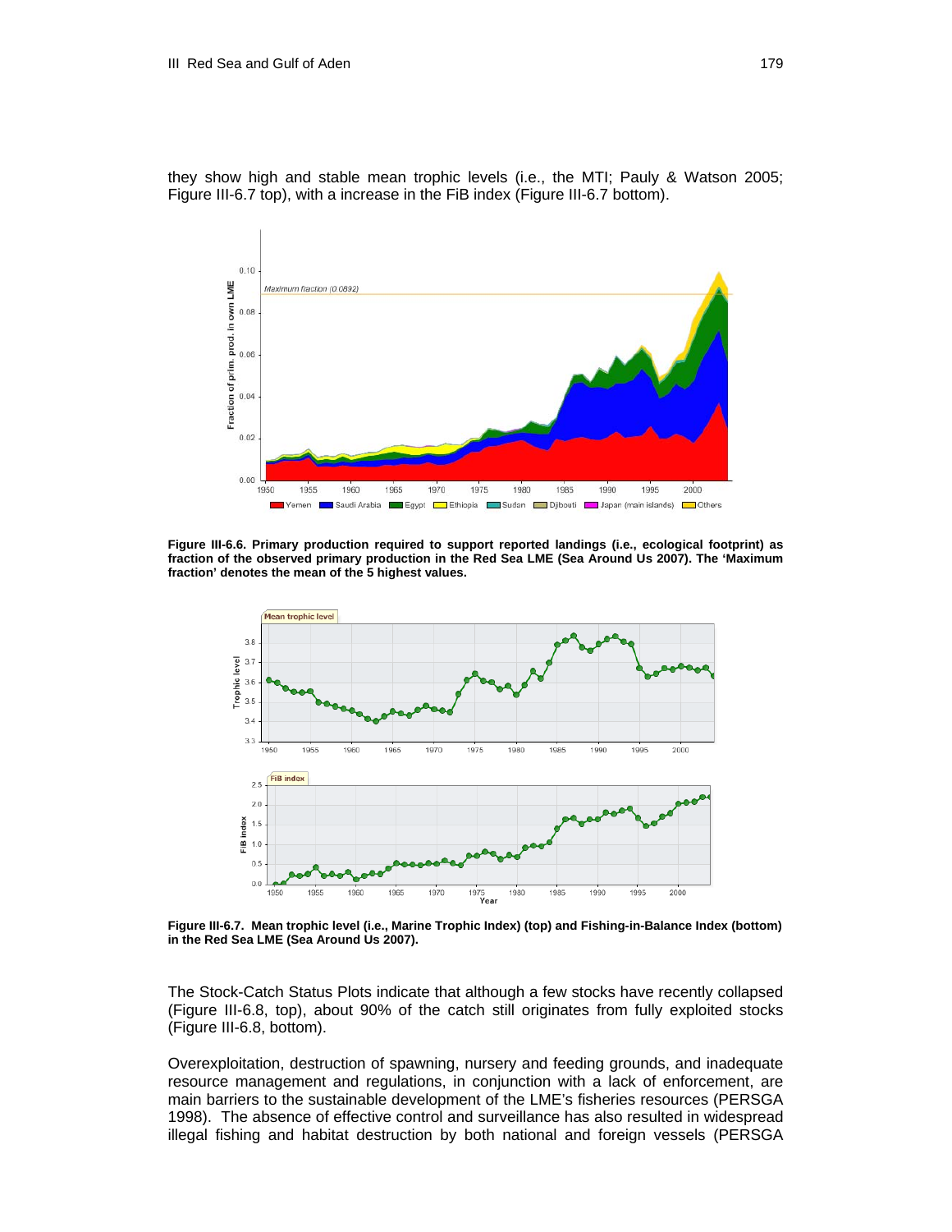they show high and stable mean trophic levels (i.e., the MTI; Pauly & Watson 2005; Figure III-6.7 top), with a increase in the FiB index (Figure III-6.7 bottom).

**Figure III-6.6. Primary production required to support reported landings (i.e., ecological footprint) as fraction of the observed primary production in the Red Sea LME (Sea Around Us 2007). The 'Maximum fraction' denotes the mean of the 5 highest values.**

**Figure III-6.7. Mean trophic level (i.e., Marine Trophic Index) (top) and Fishing-in-Balance Index (bottom) in the Red Sea LME (Sea Around Us 2007).**

The Stock-Catch Status Plots indicate that although a few stocks have recently collapsed (Figure III-6.8, top), about 90% of the catch still originates from fully exploited stocks (Figure III-6.8, bottom).

Overexploitation, destruction of spawning, nursery and feeding grounds, and inadequate resource management and regulations, in conjunction with a lack of enforcement, are main barriers to the sustainable development of the LME's fisheries resources (PERSGA 1998). The absence of effective control and surveillance has also resulted in widespread illegal fishing and habitat destruction by both national and foreign vessels (PERSGA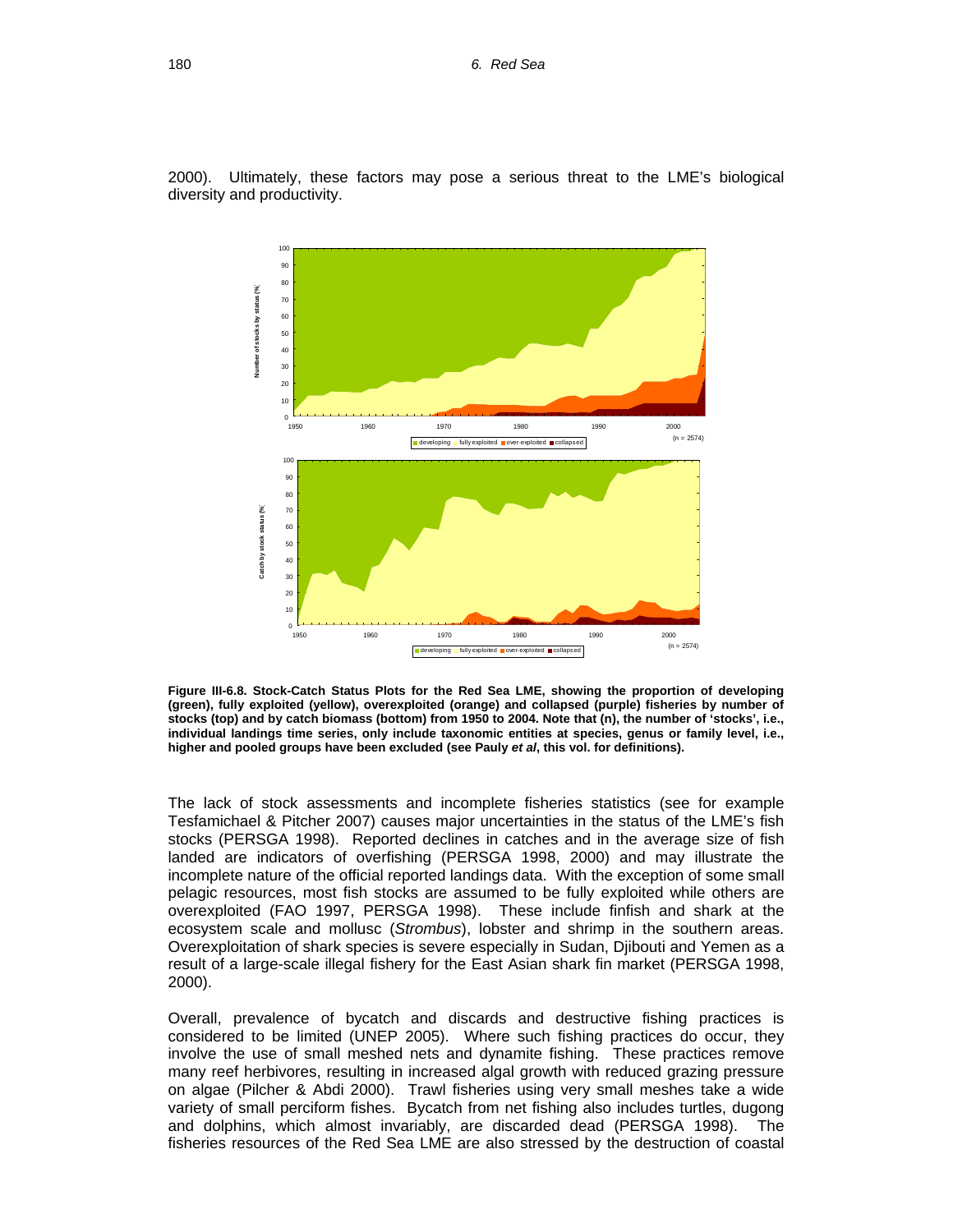2000). Ultimately, these factors may pose a serious threat to the LME's biological diversity and productivity.

**Figure III-6.8. Stock-Catch Status Plots for the Red Sea LME, showing the proportion of developing (green), fully exploited (yellow), overexploited (orange) and collapsed (purple) fisheries by number of stocks (top) and by catch biomass (bottom) from 1950 to 2004. Note that (n), the number of 'stocks', i.e., individual landings time series, only include taxonomic entities at species, genus or family level, i.e., higher and pooled groups have been excluded (see Pauly *et al*, this vol. for definitions).**

The lack of stock assessments and incomplete fisheries statistics (see for example Tesfamichael & Pitcher 2007) causes major uncertainties in the status of the LME's fish stocks (PERSGA 1998). Reported declines in catches and in the average size of fish landed are indicators of overfishing (PERSGA 1998, 2000) and may illustrate the incomplete nature of the official reported landings data. With the exception of some small pelagic resources, most fish stocks are assumed to be fully exploited while others are overexploited (FAO 1997, PERSGA 1998). These include finfish and shark at the ecosystem scale and mollusc (*Strombus*), lobster and shrimp in the southern areas. Overexploitation of shark species is severe especially in Sudan, Djibouti and Yemen as a result of a large-scale illegal fishery for the East Asian shark fin market (PERSGA 1998, 2000).

Overall, prevalence of bycatch and discards and destructive fishing practices is considered to be limited (UNEP 2005). Where such fishing practices do occur, they involve the use of small meshed nets and dynamite fishing. These practices remove many reef herbivores, resulting in increased algal growth with reduced grazing pressure on algae (Pilcher & Abdi 2000). Trawl fisheries using very small meshes take a wide variety of small perciform fishes. Bycatch from net fishing also includes turtles, dugong and dolphins, which almost invariably, are discarded dead (PERSGA 1998). The fisheries resources of the Red Sea LME are also stressed by the destruction of coastal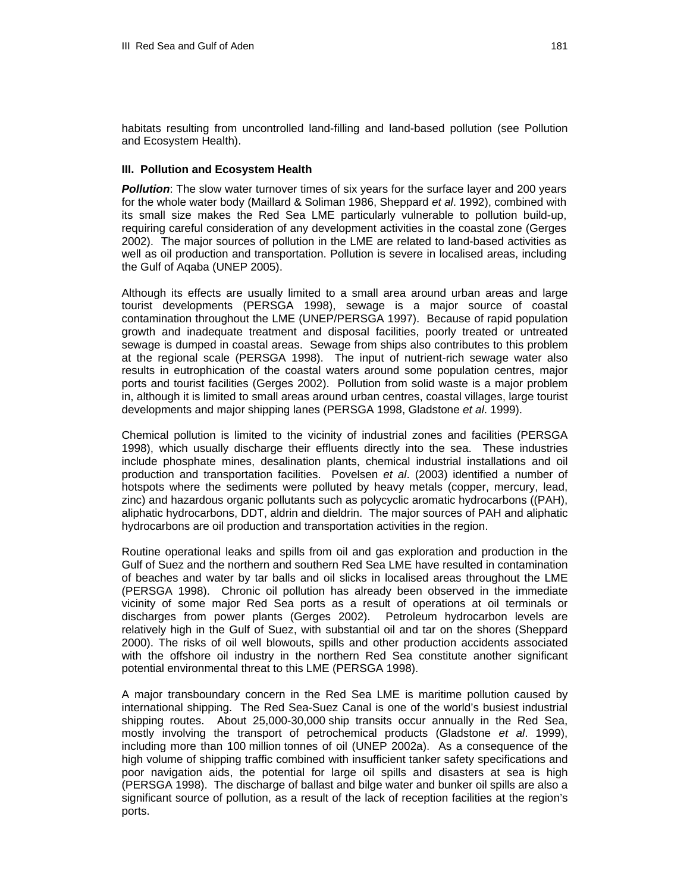habitats resulting from uncontrolled land-filling and land-based pollution (see Pollution and Ecosystem Health).

### III. Pollution and Ecosystem Health

***Pollution***: The slow water turnover times of six years for the surface layer and 200 years for the whole water body (Maillard & Soliman 1986, Sheppard *et al*. 1992), combined with its small size makes the Red Sea LME particularly vulnerable to pollution build-up, requiring careful consideration of any development activities in the coastal zone (Gerges 2002). The major sources of pollution in the LME are related to land-based activities as well as oil production and transportation. Pollution is severe in localised areas, including the Gulf of Aqaba (UNEP 2005).

Although its effects are usually limited to a small area around urban areas and large tourist developments (PERSGA 1998), sewage is a major source of coastal contamination throughout the LME (UNEP/PERSGA 1997). Because of rapid population growth and inadequate treatment and disposal facilities, poorly treated or untreated sewage is dumped in coastal areas. Sewage from ships also contributes to this problem at the regional scale (PERSGA 1998). The input of nutrient-rich sewage water also results in eutrophication of the coastal waters around some population centres, major ports and tourist facilities (Gerges 2002). Pollution from solid waste is a major problem in, although it is limited to small areas around urban centres, coastal villages, large tourist developments and major shipping lanes (PERSGA 1998, Gladstone *et al*. 1999).

Chemical pollution is limited to the vicinity of industrial zones and facilities (PERSGA 1998), which usually discharge their effluents directly into the sea. These industries include phosphate mines, desalination plants, chemical industrial installations and oil production and transportation facilities. Povelsen *et al*. (2003) identified a number of hotspots where the sediments were polluted by heavy metals (copper, mercury, lead, zinc) and hazardous organic pollutants such as polycyclic aromatic hydrocarbons ((PAH), aliphatic hydrocarbons, DDT, aldrin and dieldrin. The major sources of PAH and aliphatic hydrocarbons are oil production and transportation activities in the region.

Routine operational leaks and spills from oil and gas exploration and production in the Gulf of Suez and the northern and southern Red Sea LME have resulted in contamination of beaches and water by tar balls and oil slicks in localised areas throughout the LME (PERSGA 1998). Chronic oil pollution has already been observed in the immediate vicinity of some major Red Sea ports as a result of operations at oil terminals or discharges from power plants (Gerges 2002). Petroleum hydrocarbon levels are relatively high in the Gulf of Suez, with substantial oil and tar on the shores (Sheppard 2000). The risks of oil well blowouts, spills and other production accidents associated with the offshore oil industry in the northern Red Sea constitute another significant potential environmental threat to this LME (PERSGA 1998).

A major transboundary concern in the Red Sea LME is maritime pollution caused by international shipping. The Red Sea-Suez Canal is one of the world's busiest industrial shipping routes. About 25,000-30,000 ship transits occur annually in the Red Sea, mostly involving the transport of petrochemical products (Gladstone *et al*. 1999), including more than 100 million tonnes of oil (UNEP 2002a). As a consequence of the high volume of shipping traffic combined with insufficient tanker safety specifications and poor navigation aids, the potential for large oil spills and disasters at sea is high (PERSGA 1998). The discharge of ballast and bilge water and bunker oil spills are also a significant source of pollution, as a result of the lack of reception facilities at the region's ports.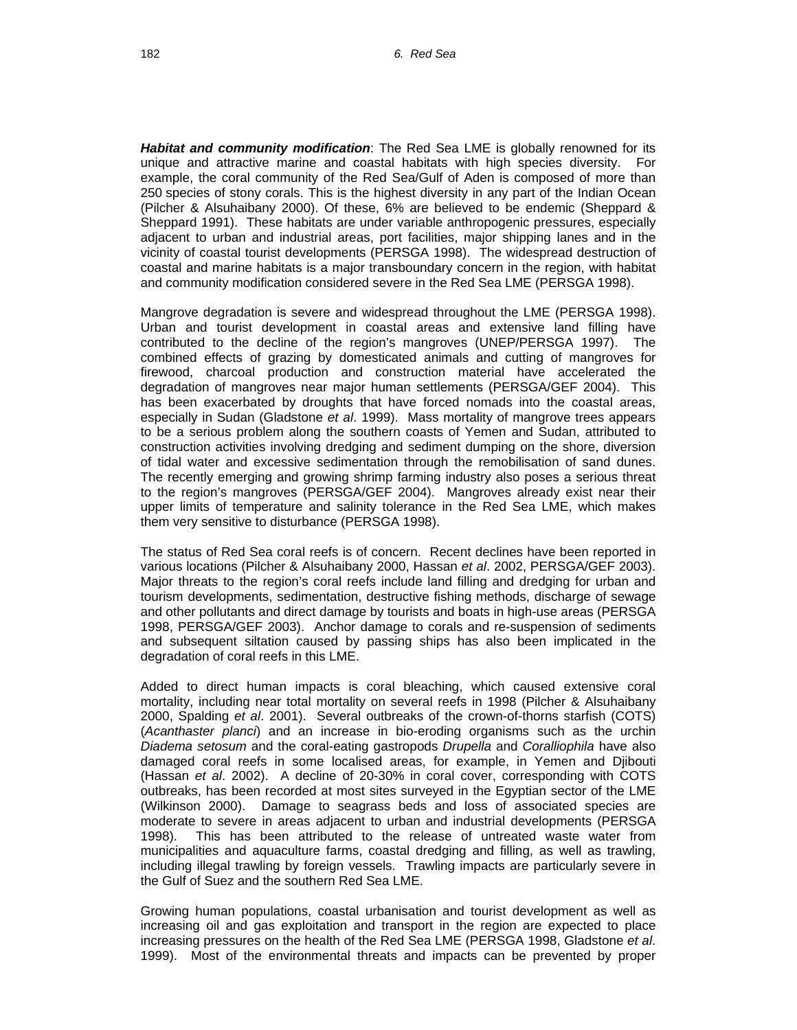***Habitat and community modification***: The Red Sea LME is globally renowned for its unique and attractive marine and coastal habitats with high species diversity. For example, the coral community of the Red Sea/Gulf of Aden is composed of more than 250 species of stony corals. This is the highest diversity in any part of the Indian Ocean (Pilcher & Alsuhaibany 2000). Of these, 6% are believed to be endemic (Sheppard & Sheppard 1991). These habitats are under variable anthropogenic pressures, especially adjacent to urban and industrial areas, port facilities, major shipping lanes and in the vicinity of coastal tourist developments (PERSGA 1998). The widespread destruction of coastal and marine habitats is a major transboundary concern in the region, with habitat and community modification considered severe in the Red Sea LME (PERSGA 1998).

Mangrove degradation is severe and widespread throughout the LME (PERSGA 1998). Urban and tourist development in coastal areas and extensive land filling have contributed to the decline of the region's mangroves (UNEP/PERSGA 1997). The combined effects of grazing by domesticated animals and cutting of mangroves for firewood, charcoal production and construction material have accelerated the degradation of mangroves near major human settlements (PERSGA/GEF 2004). This has been exacerbated by droughts that have forced nomads into the coastal areas, especially in Sudan (Gladstone *et al*. 1999). Mass mortality of mangrove trees appears to be a serious problem along the southern coasts of Yemen and Sudan, attributed to construction activities involving dredging and sediment dumping on the shore, diversion of tidal water and excessive sedimentation through the remobilisation of sand dunes. The recently emerging and growing shrimp farming industry also poses a serious threat to the region's mangroves (PERSGA/GEF 2004). Mangroves already exist near their upper limits of temperature and salinity tolerance in the Red Sea LME, which makes them very sensitive to disturbance (PERSGA 1998).

The status of Red Sea coral reefs is of concern. Recent declines have been reported in various locations (Pilcher & Alsuhaibany 2000, Hassan *et al*. 2002, PERSGA/GEF 2003). Major threats to the region's coral reefs include land filling and dredging for urban and tourism developments, sedimentation, destructive fishing methods, discharge of sewage and other pollutants and direct damage by tourists and boats in high-use areas (PERSGA 1998, PERSGA/GEF 2003). Anchor damage to corals and re-suspension of sediments and subsequent siltation caused by passing ships has also been implicated in the degradation of coral reefs in this LME.

Added to direct human impacts is coral bleaching, which caused extensive coral mortality, including near total mortality on several reefs in 1998 (Pilcher & Alsuhaibany 2000, Spalding *et al*. 2001). Several outbreaks of the crown-of-thorns starfish (COTS) (*Acanthaster planci*) and an increase in bio-eroding organisms such as the urchin *Diadema setosum* and the coral-eating gastropods *Drupella* and *Coralliophila* have also damaged coral reefs in some localised areas, for example, in Yemen and Djibouti (Hassan *et al*. 2002). A decline of 20-30% in coral cover, corresponding with COTS outbreaks, has been recorded at most sites surveyed in the Egyptian sector of the LME (Wilkinson 2000). Damage to seagrass beds and loss of associated species are moderate to severe in areas adjacent to urban and industrial developments (PERSGA 1998). This has been attributed to the release of untreated waste water from municipalities and aquaculture farms, coastal dredging and filling, as well as trawling, including illegal trawling by foreign vessels. Trawling impacts are particularly severe in the Gulf of Suez and the southern Red Sea LME.

Growing human populations, coastal urbanisation and tourist development as well as increasing oil and gas exploitation and transport in the region are expected to place increasing pressures on the health of the Red Sea LME (PERSGA 1998, Gladstone *et al*. 1999). Most of the environmental threats and impacts can be prevented by proper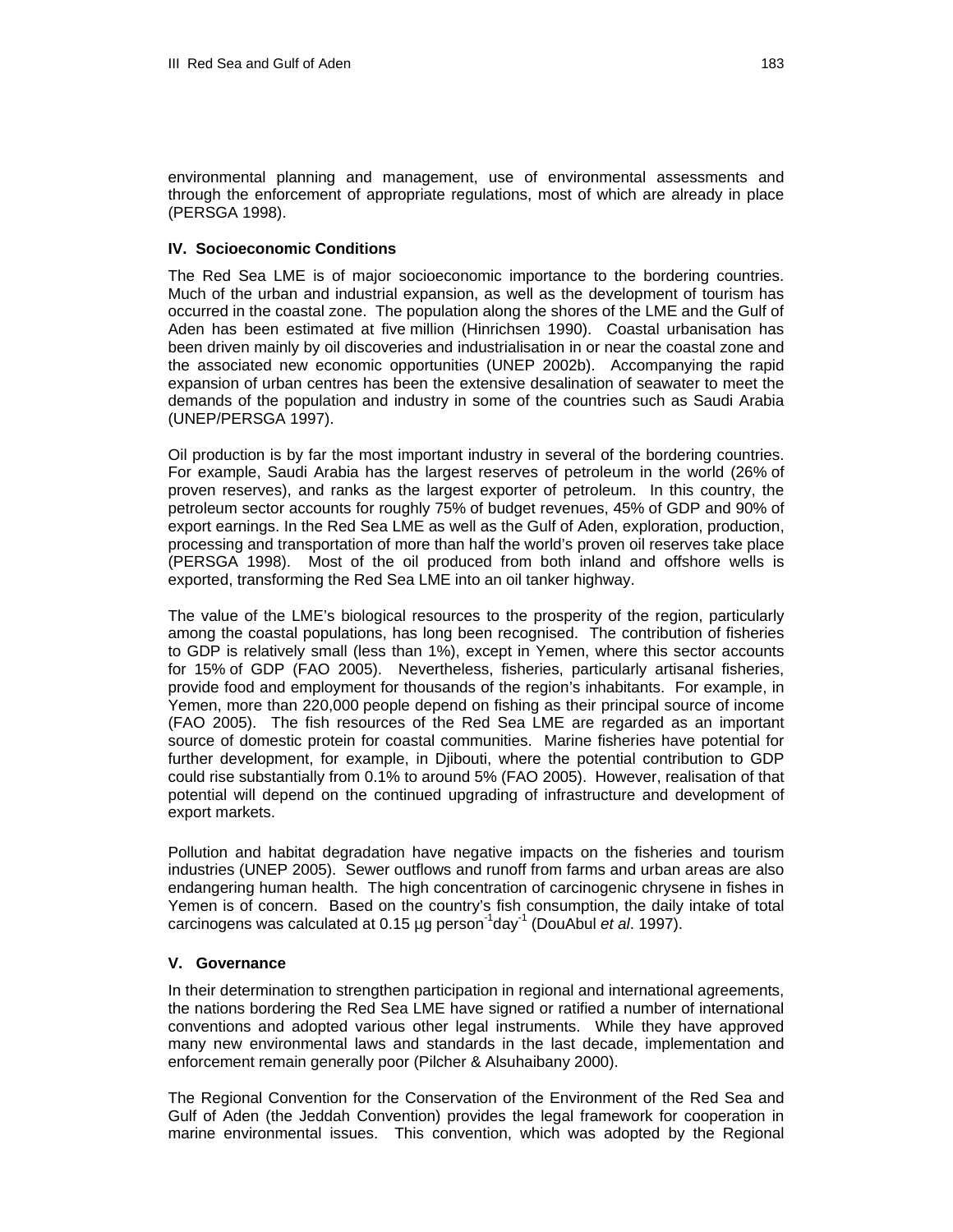environmental planning and management, use of environmental assessments and through the enforcement of appropriate regulations, most of which are already in place (PERSGA 1998).

### IV. Socioeconomic Conditions

The Red Sea LME is of major socioeconomic importance to the bordering countries. Much of the urban and industrial expansion, as well as the development of tourism has occurred in the coastal zone. The population along the shores of the LME and the Gulf of Aden has been estimated at five million (Hinrichsen 1990). Coastal urbanisation has been driven mainly by oil discoveries and industrialisation in or near the coastal zone and the associated new economic opportunities (UNEP 2002b). Accompanying the rapid expansion of urban centres has been the extensive desalination of seawater to meet the demands of the population and industry in some of the countries such as Saudi Arabia (UNEP/PERSGA 1997).

Oil production is by far the most important industry in several of the bordering countries. For example, Saudi Arabia has the largest reserves of petroleum in the world (26% of proven reserves), and ranks as the largest exporter of petroleum. In this country, the petroleum sector accounts for roughly 75% of budget revenues, 45% of GDP and 90% of export earnings. In the Red Sea LME as well as the Gulf of Aden, exploration, production, processing and transportation of more than half the world's proven oil reserves take place (PERSGA 1998). Most of the oil produced from both inland and offshore wells is exported, transforming the Red Sea LME into an oil tanker highway.

The value of the LME's biological resources to the prosperity of the region, particularly among the coastal populations, has long been recognised. The contribution of fisheries to GDP is relatively small (less than 1%), except in Yemen, where this sector accounts for 15% of GDP (FAO 2005). Nevertheless, fisheries, particularly artisanal fisheries, provide food and employment for thousands of the region's inhabitants. For example, in Yemen, more than 220,000 people depend on fishing as their principal source of income (FAO 2005). The fish resources of the Red Sea LME are regarded as an important source of domestic protein for coastal communities. Marine fisheries have potential for further development, for example, in Djibouti, where the potential contribution to GDP could rise substantially from 0.1% to around 5% (FAO 2005). However, realisation of that potential will depend on the continued upgrading of infrastructure and development of export markets.

Pollution and habitat degradation have negative impacts on the fisheries and tourism industries (UNEP 2005). Sewer outflows and runoff from farms and urban areas are also endangering human health. The high concentration of carcinogenic chrysene in fishes in Yemen is of concern. Based on the country's fish consumption, the daily intake of total carcinogens was calculated at 0.15 µg person$^{-1}$day$^{-1}$ (DouAbul *et al*. 1997).

### V. Governance

In their determination to strengthen participation in regional and international agreements, the nations bordering the Red Sea LME have signed or ratified a number of international conventions and adopted various other legal instruments. While they have approved many new environmental laws and standards in the last decade, implementation and enforcement remain generally poor (Pilcher & Alsuhaibany 2000).

The Regional Convention for the Conservation of the Environment of the Red Sea and Gulf of Aden (the Jeddah Convention) provides the legal framework for cooperation in marine environmental issues. This convention, which was adopted by the Regional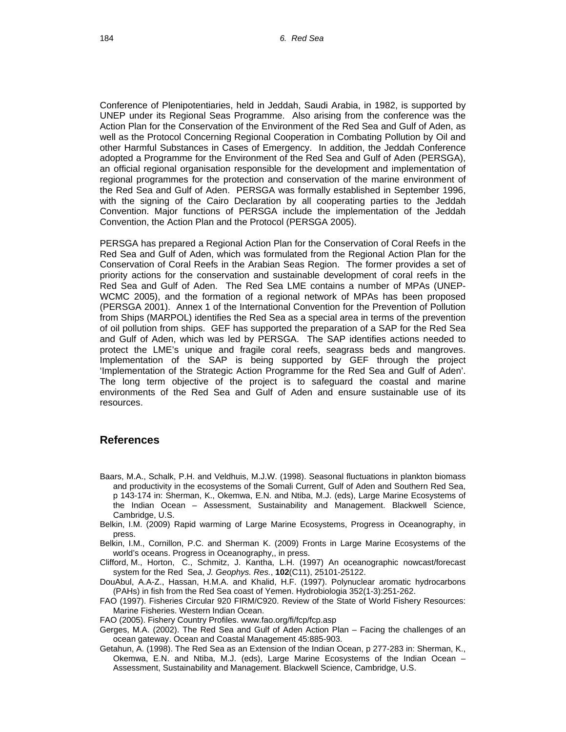Conference of Plenipotentiaries, held in Jeddah, Saudi Arabia, in 1982, is supported by UNEP under its Regional Seas Programme. Also arising from the conference was the Action Plan for the Conservation of the Environment of the Red Sea and Gulf of Aden, as well as the Protocol Concerning Regional Cooperation in Combating Pollution by Oil and other Harmful Substances in Cases of Emergency. In addition, the Jeddah Conference adopted a Programme for the Environment of the Red Sea and Gulf of Aden (PERSGA), an official regional organisation responsible for the development and implementation of regional programmes for the protection and conservation of the marine environment of the Red Sea and Gulf of Aden. PERSGA was formally established in September 1996, with the signing of the Cairo Declaration by all cooperating parties to the Jeddah Convention. Major functions of PERSGA include the implementation of the Jeddah Convention, the Action Plan and the Protocol (PERSGA 2005).

PERSGA has prepared a Regional Action Plan for the Conservation of Coral Reefs in the Red Sea and Gulf of Aden, which was formulated from the Regional Action Plan for the Conservation of Coral Reefs in the Arabian Seas Region. The former provides a set of priority actions for the conservation and sustainable development of coral reefs in the Red Sea and Gulf of Aden. The Red Sea LME contains a number of MPAs (UNEP-WCMC 2005), and the formation of a regional network of MPAs has been proposed (PERSGA 2001). Annex 1 of the International Convention for the Prevention of Pollution from Ships (MARPOL) identifies the Red Sea as a special area in terms of the prevention of oil pollution from ships. GEF has supported the preparation of a SAP for the Red Sea and Gulf of Aden, which was led by PERSGA. The SAP identifies actions needed to protect the LME's unique and fragile coral reefs, seagrass beds and mangroves. Implementation of the SAP is being supported by GEF through the project 'Implementation of the Strategic Action Programme for the Red Sea and Gulf of Aden'. The long term objective of the project is to safeguard the coastal and marine environments of the Red Sea and Gulf of Aden and ensure sustainable use of its resources.

## References

Baars, M.A., Schalk, P.H. and Veldhuis, M.J.W. (1998). Seasonal fluctuations in plankton biomass and productivity in the ecosystems of the Somali Current, Gulf of Aden and Southern Red Sea, p 143-174 in: Sherman, K., Okemwa, E.N. and Ntiba, M.J. (eds), Large Marine Ecosystems of the Indian Ocean – Assessment, Sustainability and Management. Blackwell Science, Cambridge, U.S.

Belkin, I.M. (2009) Rapid warming of Large Marine Ecosystems, Progress in Oceanography, in press.

Belkin, I.M., Cornillon, P.C. and Sherman K. (2009) Fronts in Large Marine Ecosystems of the world's oceans. Progress in Oceanography,, in press.

Clifford, M., Horton, C., Schmitz, J. Kantha, L.H. (1997) An oceanographic nowcast/forecast system for the Red Sea, *J. Geophys. Res.*, **102**(C11), 25101-25122.

DouAbul, A.A-Z., Hassan, H.M.A. and Khalid, H.F. (1997). Polynuclear aromatic hydrocarbons (PAHs) in fish from the Red Sea coast of Yemen. Hydrobiologia 352(1-3):251-262.

FAO (1997). Fisheries Circular 920 FIRM/C920. Review of the State of World Fishery Resources: Marine Fisheries. Western Indian Ocean.

FAO (2005). Fishery Country Profiles. www.fao.org/fi/fcp/fcp.asp

Gerges, M.A. (2002). The Red Sea and Gulf of Aden Action Plan – Facing the challenges of an ocean gateway. Ocean and Coastal Management 45:885-903.

Getahun, A. (1998). The Red Sea as an Extension of the Indian Ocean, p 277-283 in: Sherman, K., Okemwa, E.N. and Ntiba, M.J. (eds), Large Marine Ecosystems of the Indian Ocean – Assessment, Sustainability and Management. Blackwell Science, Cambridge, U.S.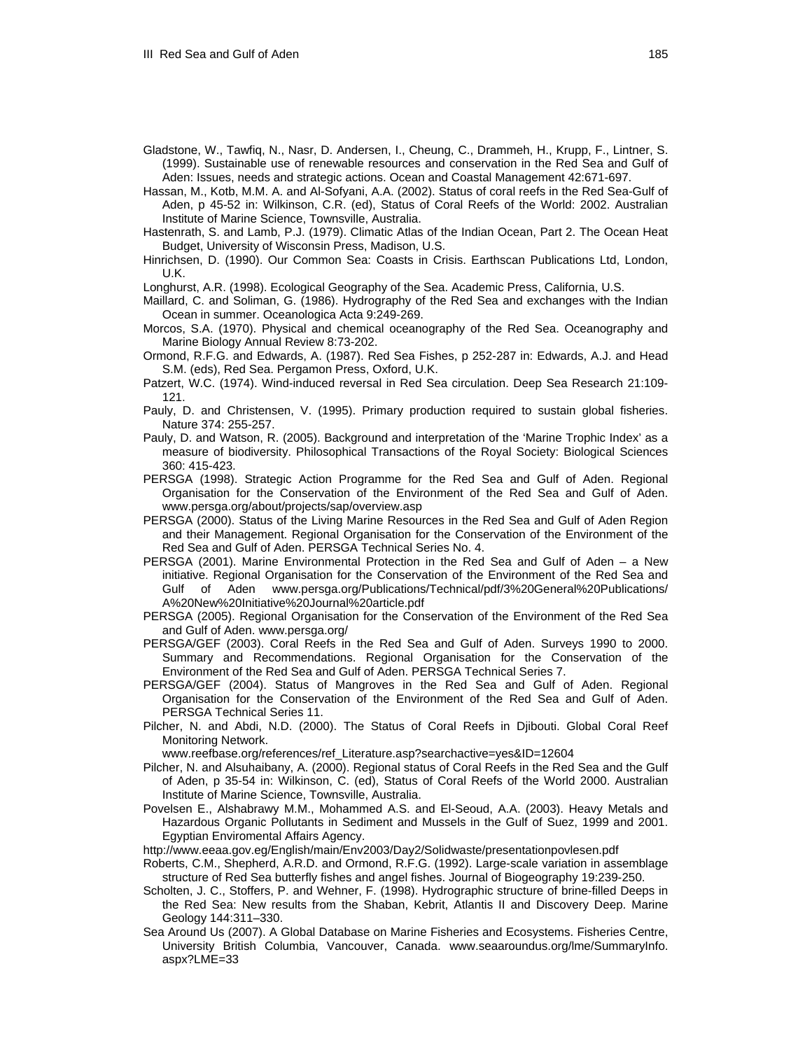Gladstone, W., Tawfiq, N., Nasr, D. Andersen, I., Cheung, C., Drammeh, H., Krupp, F., Lintner, S. (1999). Sustainable use of renewable resources and conservation in the Red Sea and Gulf of Aden: Issues, needs and strategic actions. Ocean and Coastal Management 42:671-697.

Hassan, M., Kotb, M.M. A. and Al-Sofyani, A.A. (2002). Status of coral reefs in the Red Sea-Gulf of Aden, p 45-52 in: Wilkinson, C.R. (ed), Status of Coral Reefs of the World: 2002. Australian Institute of Marine Science, Townsville, Australia.

Hastenrath, S. and Lamb, P.J. (1979). Climatic Atlas of the Indian Ocean, Part 2. The Ocean Heat Budget, University of Wisconsin Press, Madison, U.S.

Hinrichsen, D. (1990). Our Common Sea: Coasts in Crisis. Earthscan Publications Ltd, London, U.K.

Longhurst, A.R. (1998). Ecological Geography of the Sea. Academic Press, California, U.S.

Maillard, C. and Soliman, G. (1986). Hydrography of the Red Sea and exchanges with the Indian Ocean in summer. Oceanologica Acta 9:249-269.

Morcos, S.A. (1970). Physical and chemical oceanography of the Red Sea. Oceanography and Marine Biology Annual Review 8:73-202.

Ormond, R.F.G. and Edwards, A. (1987). Red Sea Fishes, p 252-287 in: Edwards, A.J. and Head S.M. (eds), Red Sea. Pergamon Press, Oxford, U.K.

Patzert, W.C. (1974). Wind-induced reversal in Red Sea circulation. Deep Sea Research 21:109-121.

Pauly, D. and Christensen, V. (1995). Primary production required to sustain global fisheries. Nature 374: 255-257.

Pauly, D. and Watson, R. (2005). Background and interpretation of the 'Marine Trophic Index' as a measure of biodiversity. Philosophical Transactions of the Royal Society: Biological Sciences 360: 415-423.

PERSGA (1998). Strategic Action Programme for the Red Sea and Gulf of Aden. Regional Organisation for the Conservation of the Environment of the Red Sea and Gulf of Aden. www.persga.org/about/projects/sap/overview.asp

PERSGA (2000). Status of the Living Marine Resources in the Red Sea and Gulf of Aden Region and their Management. Regional Organisation for the Conservation of the Environment of the Red Sea and Gulf of Aden. PERSGA Technical Series No. 4.

PERSGA (2001). Marine Environmental Protection in the Red Sea and Gulf of Aden – a New initiative. Regional Organisation for the Conservation of the Environment of the Red Sea and Gulf of Aden www.persga.org/Publications/Technical/pdf/3%20General%20Publications/A%20New%20Initiative%20Journal%20article.pdf

PERSGA (2005). Regional Organisation for the Conservation of the Environment of the Red Sea and Gulf of Aden. www.persga.org/

PERSGA/GEF (2003). Coral Reefs in the Red Sea and Gulf of Aden. Surveys 1990 to 2000. Summary and Recommendations. Regional Organisation for the Conservation of the Environment of the Red Sea and Gulf of Aden. PERSGA Technical Series 7.

PERSGA/GEF (2004). Status of Mangroves in the Red Sea and Gulf of Aden. Regional Organisation for the Conservation of the Environment of the Red Sea and Gulf of Aden. PERSGA Technical Series 11.

Pilcher, N. and Abdi, N.D. (2000). The Status of Coral Reefs in Djibouti. Global Coral Reef Monitoring Network. www.reefbase.org/references/ref_Literature.asp?searchactive=yes&ID=12604

Pilcher, N. and Alsuhaibany, A. (2000). Regional status of Coral Reefs in the Red Sea and the Gulf of Aden, p 35-54 in: Wilkinson, C. (ed), Status of Coral Reefs of the World 2000. Australian Institute of Marine Science, Townsville, Australia.

Povelsen E., Alshabrawy M.M., Mohammed A.S. and El-Seoud, A.A. (2003). Heavy Metals and Hazardous Organic Pollutants in Sediment and Mussels in the Gulf of Suez, 1999 and 2001. Egyptian Enviromental Affairs Agency.

http://www.eeaa.gov.eg/English/main/Env2003/Day2/Solidwaste/presentationpovlesen.pdf

Roberts, C.M., Shepherd, A.R.D. and Ormond, R.F.G. (1992). Large-scale variation in assemblage structure of Red Sea butterfly fishes and angel fishes. Journal of Biogeography 19:239-250.

Scholten, J. C., Stoffers, P. and Wehner, F. (1998). Hydrographic structure of brine-filled Deeps in the Red Sea: New results from the Shaban, Kebrit, Atlantis II and Discovery Deep. Marine Geology 144:311–330.

Sea Around Us (2007). A Global Database on Marine Fisheries and Ecosystems. Fisheries Centre, University British Columbia, Vancouver, Canada. www.seaaroundus.org/lme/SummaryInfo.aspx?LME=33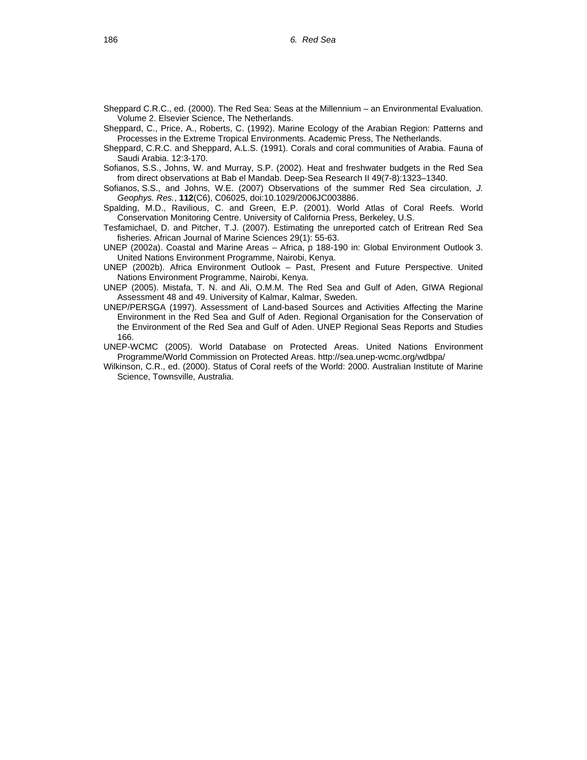Sheppard C.R.C., ed. (2000). The Red Sea: Seas at the Millennium – an Environmental Evaluation. Volume 2. Elsevier Science, The Netherlands.

Sheppard, C., Price, A., Roberts, C. (1992). Marine Ecology of the Arabian Region: Patterns and Processes in the Extreme Tropical Environments. Academic Press, The Netherlands.

Sheppard, C.R.C. and Sheppard, A.L.S. (1991). Corals and coral communities of Arabia. Fauna of Saudi Arabia. 12:3-170.

Sofianos, S.S., Johns, W. and Murray, S.P. (2002). Heat and freshwater budgets in the Red Sea from direct observations at Bab el Mandab. Deep-Sea Research II 49(7-8):1323–1340.

Sofianos, S.S., and Johns, W.E. (2007) Observations of the summer Red Sea circulation, *J. Geophys. Res.*, **112**(C6), C06025, doi:10.1029/2006JC003886.

Spalding, M.D., Ravilious, C. and Green, E.P. (2001). World Atlas of Coral Reefs. World Conservation Monitoring Centre. University of California Press, Berkeley, U.S.

Tesfamichael, D. and Pitcher, T.J. (2007). Estimating the unreported catch of Eritrean Red Sea fisheries. African Journal of Marine Sciences 29(1): 55-63.

UNEP (2002a). Coastal and Marine Areas – Africa, p 188-190 in: Global Environment Outlook 3. United Nations Environment Programme, Nairobi, Kenya.

UNEP (2002b). Africa Environment Outlook – Past, Present and Future Perspective. United Nations Environment Programme, Nairobi, Kenya.

UNEP (2005). Mistafa, T. N. and Ali, O.M.M. The Red Sea and Gulf of Aden, GIWA Regional Assessment 48 and 49. University of Kalmar, Kalmar, Sweden.

UNEP/PERSGA (1997). Assessment of Land-based Sources and Activities Affecting the Marine Environment in the Red Sea and Gulf of Aden. Regional Organisation for the Conservation of the Environment of the Red Sea and Gulf of Aden. UNEP Regional Seas Reports and Studies 166.

UNEP-WCMC (2005). World Database on Protected Areas. United Nations Environment Programme/World Commission on Protected Areas. http://sea.unep-wcmc.org/wdbpa/

Wilkinson, C.R., ed. (2000). Status of Coral reefs of the World: 2000. Australian Institute of Marine Science, Townsville, Australia.